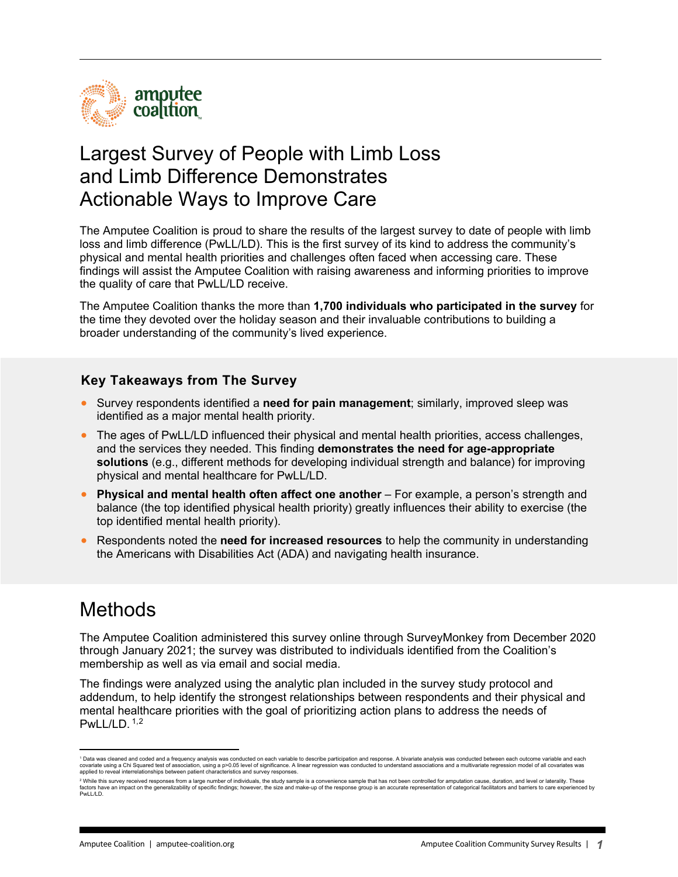amputee coalition

# Largest Survey of People with Limb Loss and Limb Difference Demonstrates Actionable Ways to Improve Care

The Amputee Coalition is proud to share the results of the largest survey to date of people with limb loss and limb difference (PwLL/LD). This is the first survey of its kind to address the community's physical and mental health priorities and challenges often faced when accessing care. These findings will assist the Amputee Coalition with raising awareness and informing priorities to improve the quality of care that PwLL/LD receive.

The Amputee Coalition thanks the more than **1,700 individuals who participated in the survey** for the time they devoted over the holiday season and their invaluable contributions to building a broader understanding of the community's lived experience.

### Key Takeaways from The Survey

- Survey respondents identified a **need for pain management**; similarly, improved sleep was identified as a major mental health priority.
- The ages of PwLL/LD influenced their physical and mental health priorities, access challenges, and the services they needed. This finding **demonstrates the need for age-appropriate solutions** (e.g., different methods for developing individual strength and balance) for improving physical and mental healthcare for PwLL/LD.
- **Physical and mental health often affect one another** – For example, a person's strength and balance (the top identified physical health priority) greatly influences their ability to exercise (the top identified mental health priority).
- Respondents noted the **need for increased resources** to help the community in understanding the Americans with Disabilities Act (ADA) and navigating health insurance.

## Methods

The Amputee Coalition administered this survey online through SurveyMonkey from December 2020 through January 2021; the survey was distributed to individuals identified from the Coalition's membership as well as via email and social media.

The findings were analyzed using the analytic plan included in the survey study protocol and addendum, to help identify the strongest relationships between respondents and their physical and mental healthcare priorities with the goal of prioritizing action plans to address the needs of PwLL/LD. [1,2]

---

[1] Data was cleaned and coded and a frequency analysis was conducted on each variable to describe participation and response. A bivariate analysis was conducted between each outcome variable and each covariate using a Chi Squared test of association, using a $p>0.05$ level of significance. A linear regression was conducted to understand associations and a multivariate regression model of all covariates was applied to reveal interrelationships between patient characteristics and survey responses.

[2] While this survey received responses from a large number of individuals, the study sample is a convenience sample that has not been controlled for amputation cause, duration, and level or laterality. These factors have an impact on the generalizability of specific findings; however, the size and make-up of the response group is an accurate representation of categorical facilitators and barriers to care experienced by PwLL/LD.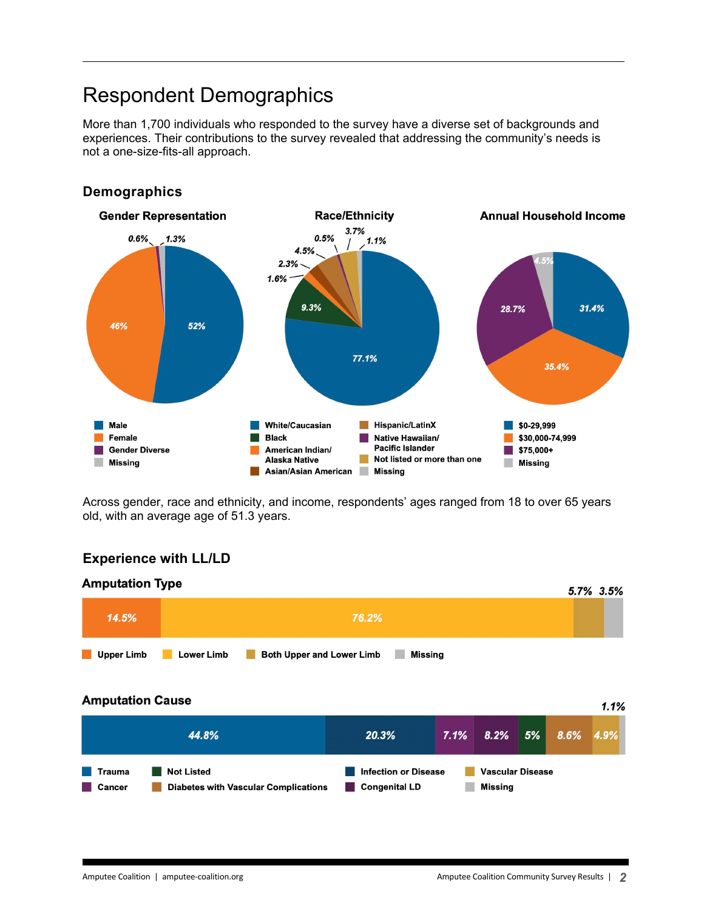# Respondent Demographics

More than 1,700 individuals who responded to the survey have a diverse set of backgrounds and experiences. Their contributions to the survey revealed that addressing the community's needs is not a one-size-fits-all approach.

## Demographics

### Gender Representation

- Male: 52%
- Female: 46%
- Gender Diverse: 0.6%
- Missing: 1.3%

### Race/Ethnicity

- White/Caucasian: 77.1%
- Black: 9.3%
- American Indian/Alaska Native: 1.6%
- Asian/Asian American: 2.3%
- Hispanic/LatinX: 4.5%
- Native Hawaiian/Pacific Islander: 0.5%
- Not listed or more than one: 3.7%
- Missing: 1.1%

### Annual Household Income

- $0-29,999: 31.4%
- $30,000-74,999: 35.4%
- $75,000+: 28.7%
- Missing: 4.5%

Across gender, race and ethnicity, and income, respondents' ages ranged from 18 to over 65 years old, with an average age of 51.3 years.

## Experience with LL/LD

### Amputation Type

- Upper Limb: 14.5%
- Lower Limb: 76.2%
- Both Upper and Lower Limb: 5.7%
- Missing: 3.5%

### Amputation Cause

- Trauma: 44.8%
- Infection or Disease: 20.3%
- Cancer: 7.1%
- Congenital LD: 8.2%
- Not Listed: 5%
- Diabetes with Vascular Complications: 8.6%
- Vascular Disease: 4.9%
- Missing: 1.1%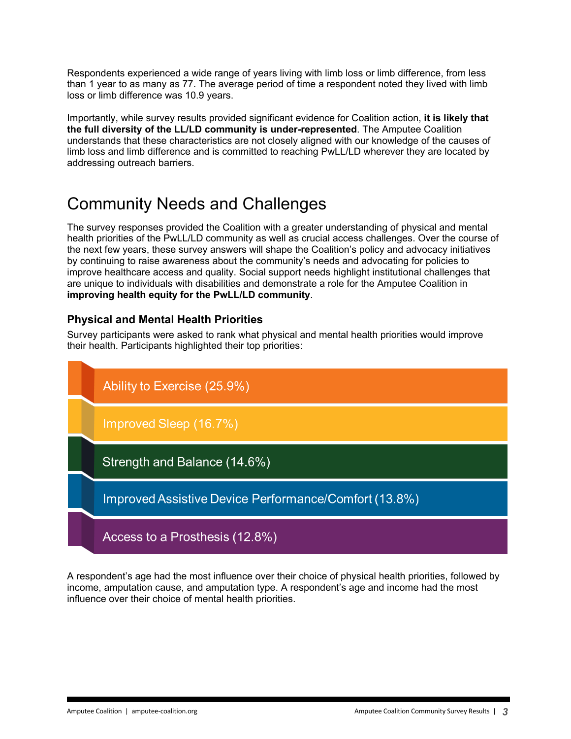Respondents experienced a wide range of years living with limb loss or limb difference, from less than 1 year to as many as 77. The average period of time a respondent noted they lived with limb loss or limb difference was 10.9 years.

Importantly, while survey results provided significant evidence for Coalition action, **it is likely that the full diversity of the LL/LD community is under-represented**. The Amputee Coalition understands that these characteristics are not closely aligned with our knowledge of the causes of limb loss and limb difference and is committed to reaching PwLL/LD wherever they are located by addressing outreach barriers.

# Community Needs and Challenges

The survey responses provided the Coalition with a greater understanding of physical and mental health priorities of the PwLL/LD community as well as crucial access challenges. Over the course of the next few years, these survey answers will shape the Coalition's policy and advocacy initiatives by continuing to raise awareness about the community's needs and advocating for policies to improve healthcare access and quality. Social support needs highlight institutional challenges that are unique to individuals with disabilities and demonstrate a role for the Amputee Coalition in **improving health equity for the PwLL/LD community**.

### Physical and Mental Health Priorities

Survey participants were asked to rank what physical and mental health priorities would improve their health. Participants highlighted their top priorities:

- Ability to Exercise (25.9%)
- Improved Sleep (16.7%)
- Strength and Balance (14.6%)
- Improved Assistive Device Performance/Comfort (13.8%)
- Access to a Prosthesis (12.8%)

A respondent's age had the most influence over their choice of physical health priorities, followed by income, amputation cause, and amputation type. A respondent's age and income had the most influence over their choice of mental health priorities.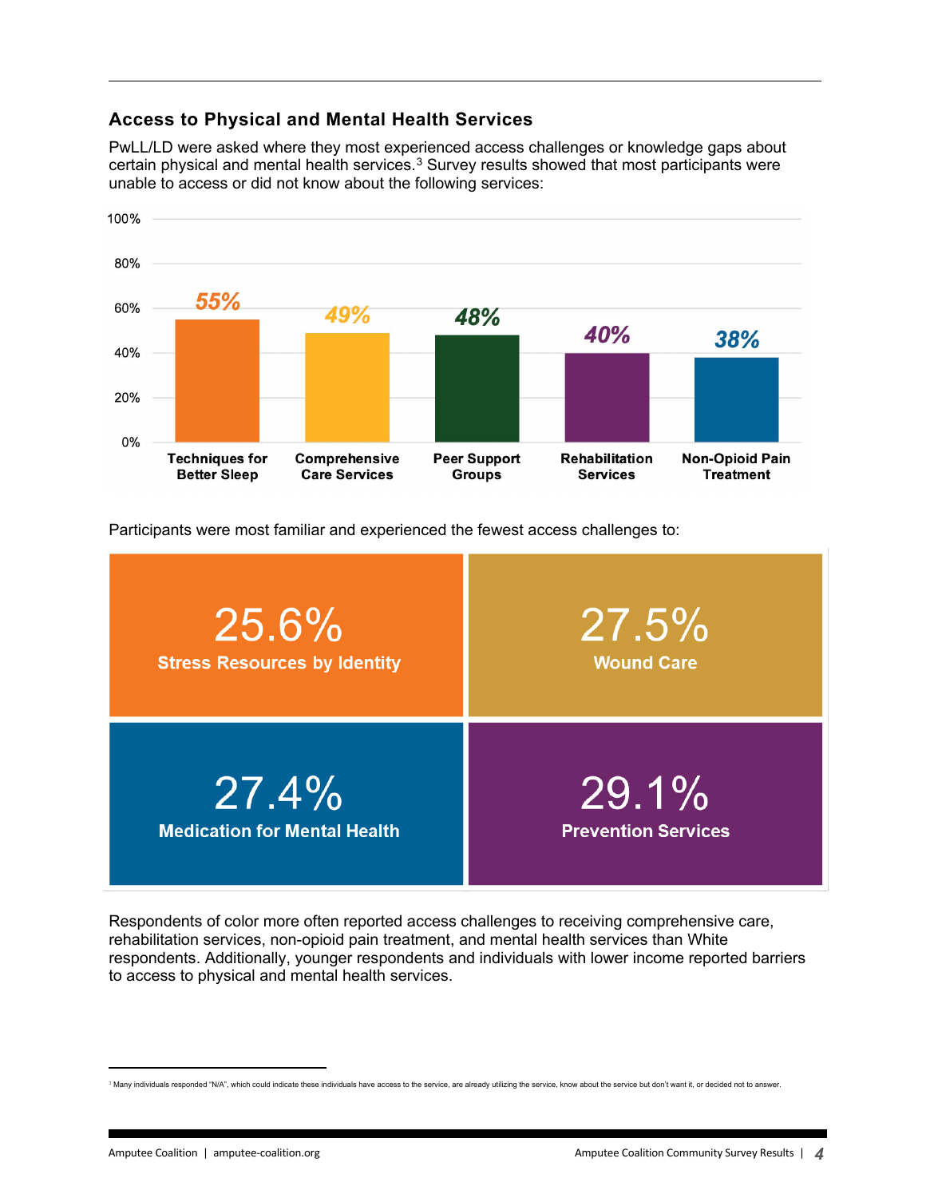## Access to Physical and Mental Health Services

PwLL/LD were asked where they most experienced access challenges or knowledge gaps about certain physical and mental health services.[3] Survey results showed that most participants were unable to access or did not know about the following services:

| Service | Percentage |
| --- | --- |
| Techniques for Better Sleep | 55% |
| Comprehensive Care Services | 49% |
| Peer Support Groups | 48% |
| Rehabilitation Services | 40% |
| Non-Opioid Pain Treatment | 38% |

Participants were most familiar and experienced the fewest access challenges to:

| Service | Percentage |
| --- | --- |
| Stress Resources by Identity | 25.6% |
| Wound Care | 27.5% |
| Medication for Mental Health | 27.4% |
| Prevention Services | 29.1% |

Respondents of color more often reported access challenges to receiving comprehensive care, rehabilitation services, non-opioid pain treatment, and mental health services than White respondents. Additionally, younger respondents and individuals with lower income reported barriers to access to physical and mental health services.

[3] Many individuals responded "N/A", which could indicate these individuals have access to the service, are already utilizing the service, know about the service but don't want it, or decided not to answer.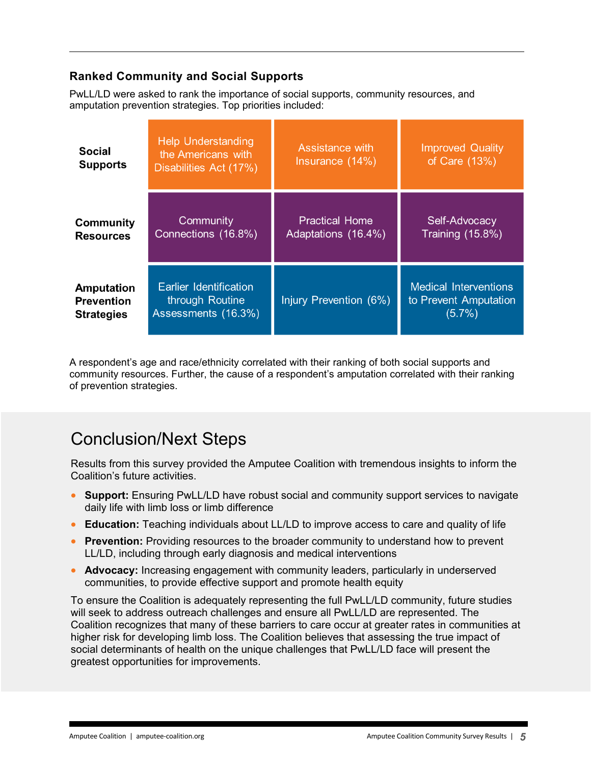### Ranked Community and Social Supports

PwLL/LD were asked to rank the importance of social supports, community resources, and amputation prevention strategies. Top priorities included:

| | | | |
|---|---|---|---|
| **Social Supports** | Help Understanding the Americans with Disabilities Act (17%) | Assistance with Insurance (14%) | Improved Quality of Care (13%) |
| **Community Resources** | Community Connections (16.8%) | Practical Home Adaptations (16.4%) | Self-Advocacy Training (15.8%) |
| **Amputation Prevention Strategies** | Earlier Identification through Routine Assessments (16.3%) | Injury Prevention (6%) | Medical Interventions to Prevent Amputation (5.7%) |

A respondent's age and race/ethnicity correlated with their ranking of both social supports and community resources. Further, the cause of a respondent's amputation correlated with their ranking of prevention strategies.

## Conclusion/Next Steps

Results from this survey provided the Amputee Coalition with tremendous insights to inform the Coalition's future activities.

- **Support:** Ensuring PwLL/LD have robust social and community support services to navigate daily life with limb loss or limb difference
- **Education:** Teaching individuals about LL/LD to improve access to care and quality of life
- **Prevention:** Providing resources to the broader community to understand how to prevent LL/LD, including through early diagnosis and medical interventions
- **Advocacy:** Increasing engagement with community leaders, particularly in underserved communities, to provide effective support and promote health equity

To ensure the Coalition is adequately representing the full PwLL/LD community, future studies will seek to address outreach challenges and ensure all PwLL/LD are represented. The Coalition recognizes that many of these barriers to care occur at greater rates in communities at higher risk for developing limb loss. The Coalition believes that assessing the true impact of social determinants of health on the unique challenges that PwLL/LD face will present the greatest opportunities for improvements.